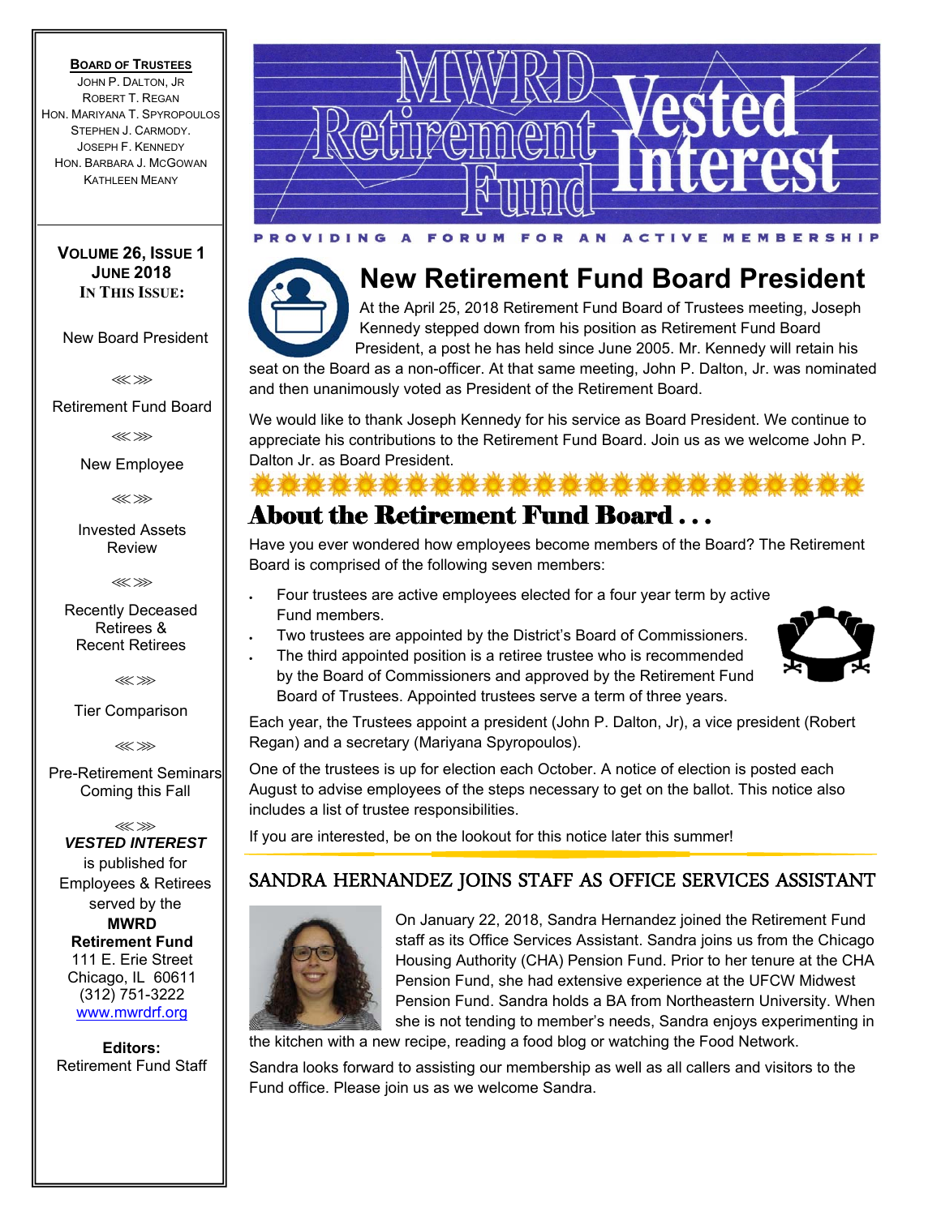# MWRD Retirement Fund Vested Interest

PROVIDING A FORUM FOR AN ACTIVE MEMBERSHIP

**BOARD OF TRUSTEES**

JOHN P. DALTON, JR
ROBERT T. REGAN
HON. MARIYANA T. SPYROPOULOS
STEPHEN J. CARMODY.
JOSEPH F. KENNEDY
HON. BARBARA J. MCGOWAN
KATHLEEN MEANY

**VOLUME 26, ISSUE 1**
**JUNE 2018**

**IN THIS ISSUE:**

- New Board President
- Retirement Fund Board
- New Employee
- Invested Assets Review
- Recently Deceased Retirees & Recent Retirees
- Tier Comparison
- Pre-Retirement Seminars Coming this Fall

***VESTED INTEREST*** is published for Employees & Retirees served by the **MWRD Retirement Fund**
111 E. Erie Street
Chicago, IL 60611
(312) 751-3222
www.mwrdrf.org

**Editors:** Retirement Fund Staff

## New Retirement Fund Board President

At the April 25, 2018 Retirement Fund Board of Trustees meeting, Joseph Kennedy stepped down from his position as Retirement Fund Board President, a post he has held since June 2005. Mr. Kennedy will retain his seat on the Board as a non-officer. At that same meeting, John P. Dalton, Jr. was nominated and then unanimously voted as President of the Retirement Board.

We would like to thank Joseph Kennedy for his service as Board President. We continue to appreciate his contributions to the Retirement Fund Board. Join us as we welcome John P. Dalton Jr. as Board President.

## About the Retirement Fund Board . . .

Have you ever wondered how employees become members of the Board? The Retirement Board is comprised of the following seven members:

- Four trustees are active employees elected for a four year term by active Fund members.
- Two trustees are appointed by the District's Board of Commissioners.
- The third appointed position is a retiree trustee who is recommended by the Board of Commissioners and approved by the Retirement Fund Board of Trustees. Appointed trustees serve a term of three years.

Each year, the Trustees appoint a president (John P. Dalton, Jr), a vice president (Robert Regan) and a secretary (Mariyana Spyropoulos).

One of the trustees is up for election each October. A notice of election is posted each August to advise employees of the steps necessary to get on the ballot. This notice also includes a list of trustee responsibilities.

If you are interested, be on the lookout for this notice later this summer!

## SANDRA HERNANDEZ JOINS STAFF AS OFFICE SERVICES ASSISTANT

On January 22, 2018, Sandra Hernandez joined the Retirement Fund staff as its Office Services Assistant. Sandra joins us from the Chicago Housing Authority (CHA) Pension Fund. Prior to her tenure at the CHA Pension Fund, she had extensive experience at the UFCW Midwest Pension Fund. Sandra holds a BA from Northeastern University. When she is not tending to member's needs, Sandra enjoys experimenting in the kitchen with a new recipe, reading a food blog or watching the Food Network.

Sandra looks forward to assisting our membership as well as all callers and visitors to the Fund office. Please join us as we welcome Sandra.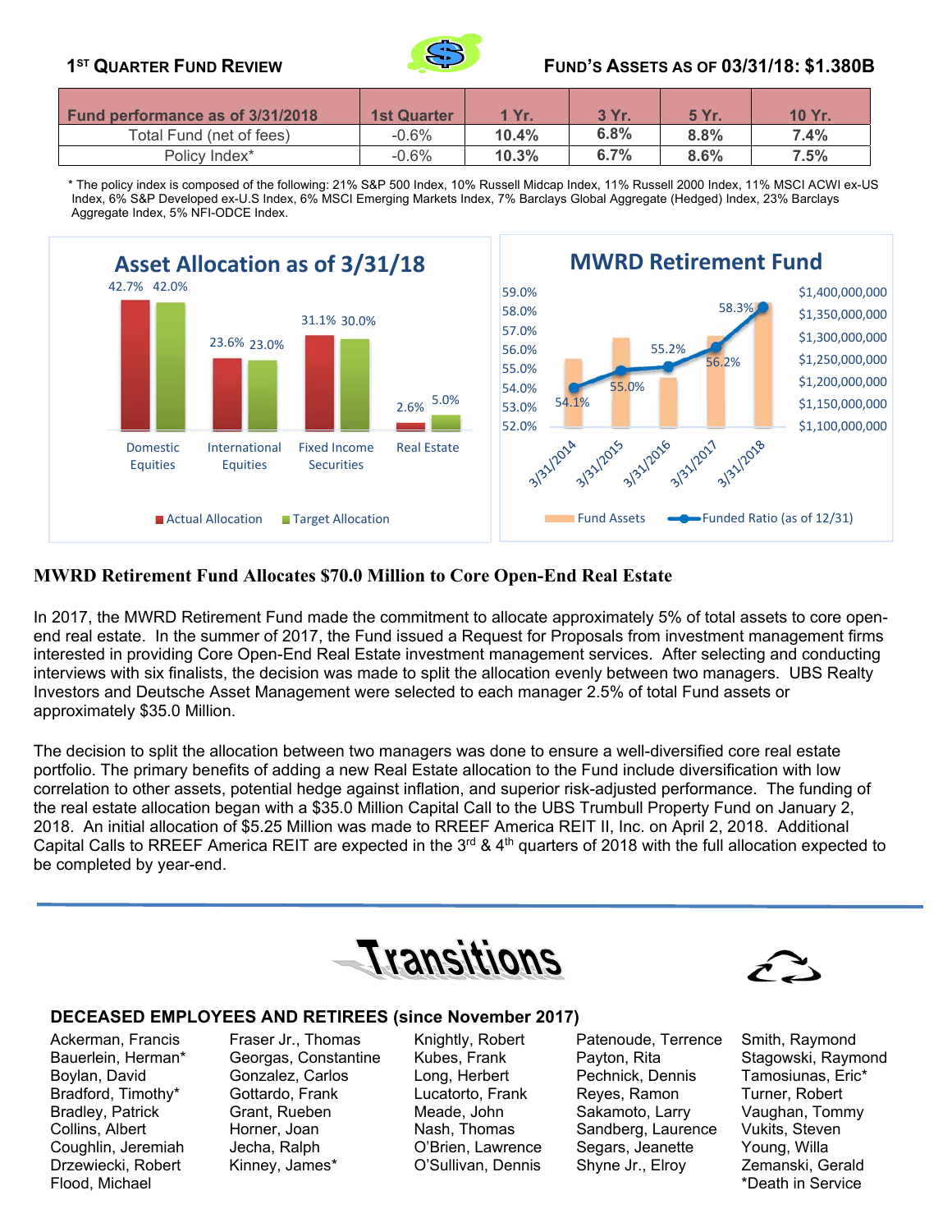## 1ST QUARTER FUND REVIEW

## FUND'S ASSETS AS OF 03/31/18: $1.380B

| Fund performance as of 3/31/2018 | 1st Quarter | 1 Yr. | 3 Yr. | 5 Yr. | 10 Yr. |
|---|---|---|---|---|---|
| Total Fund (net of fees) | -0.6% | **10.4%** | **6.8%** | **8.8%** | **7.4%** |
| Policy Index* | -0.6% | **10.3%** | **6.7%** | **8.6%** | **7.5%** |

\* The policy index is composed of the following: 21% S&P 500 Index, 10% Russell Midcap Index, 11% Russell 2000 Index, 11% MSCI ACWI ex-US Index, 6% S&P Developed ex-U.S Index, 6% MSCI Emerging Markets Index, 7% Barclays Global Aggregate (Hedged) Index, 23% Barclays Aggregate Index, 5% NFI-ODCE Index.

**Asset Allocation as of 3/31/18**

| | Actual Allocation | Target Allocation |
|---|---|---|
| Domestic Equities | 42.7% | 42.0% |
| International Equities | 23.6% | 23.0% |
| Fixed Income Securities | 31.1% | 30.0% |
| Real Estate | 2.6% | 5.0% |

**MWRD Retirement Fund**

| Date | Funded Ratio (as of 12/31) |
|---|---|
| 3/31/2014 | 54.1% |
| 3/31/2015 | 55.0% |
| 3/31/2016 | 55.2% |
| 3/31/2017 | 56.2% |
| 3/31/2018 | 58.3% |

Fund Assets — Funded Ratio (as of 12/31)

### MWRD Retirement Fund Allocates $70.0 Million to Core Open-End Real Estate

In 2017, the MWRD Retirement Fund made the commitment to allocate approximately 5% of total assets to core open-end real estate. In the summer of 2017, the Fund issued a Request for Proposals from investment management firms interested in providing Core Open-End Real Estate investment management services. After selecting and conducting interviews with six finalists, the decision was made to split the allocation evenly between two managers. UBS Realty Investors and Deutsche Asset Management were selected to each manager 2.5% of total Fund assets or approximately $35.0 Million.

The decision to split the allocation between two managers was done to ensure a well-diversified core real estate portfolio. The primary benefits of adding a new Real Estate allocation to the Fund include diversification with low correlation to other assets, potential hedge against inflation, and superior risk-adjusted performance. The funding of the real estate allocation began with a $35.0 Million Capital Call to the UBS Trumbull Property Fund on January 2, 2018. An initial allocation of $5.25 Million was made to RREEF America REIT II, Inc. on April 2, 2018. Additional Capital Calls to RREEF America REIT are expected in the 3rd & 4th quarters of 2018 with the full allocation expected to be completed by year-end.

## Transitions

### DECEASED EMPLOYEES AND RETIREES (since November 2017)

Ackerman, Francis
Bauerlein, Herman*
Boylan, David
Bradford, Timothy*
Bradley, Patrick
Collins, Albert
Coughlin, Jeremiah
Drzewiecki, Robert
Flood, Michael
Fraser Jr., Thomas
Georgas, Constantine
Gonzalez, Carlos
Gottardo, Frank
Grant, Rueben
Horner, Joan
Jecha, Ralph
Kinney, James*
Knightly, Robert
Kubes, Frank
Long, Herbert
Lucatorto, Frank
Meade, John
Nash, Thomas
O'Brien, Lawrence
O'Sullivan, Dennis
Patenoude, Terrence
Payton, Rita
Pechnick, Dennis
Reyes, Ramon
Sakamoto, Larry
Sandberg, Laurence
Segars, Jeanette
Shyne Jr., Elroy
Smith, Raymond
Stagowski, Raymond
Tamosiunas, Eric*
Turner, Robert
Vaughan, Tommy
Vukits, Steven
Young, Willa
Zemanski, Gerald

*Death in Service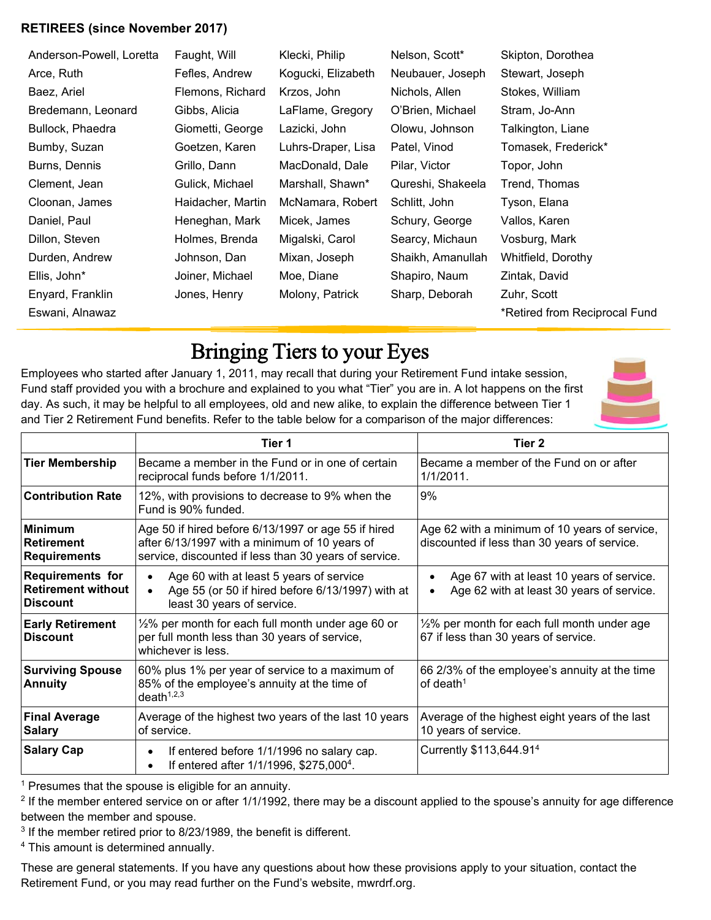**RETIREES (since November 2017)**

Anderson-Powell, Loretta
Arce, Ruth
Baez, Ariel
Bredemann, Leonard
Bullock, Phaedra
Bumby, Suzan
Burns, Dennis
Clement, Jean
Cloonan, James
Daniel, Paul
Dillon, Steven
Durden, Andrew
Ellis, John*
Enyard, Franklin
Eswani, Alnawaz
Faught, Will
Fefles, Andrew
Flemons, Richard
Gibbs, Alicia
Giometti, George
Goetzen, Karen
Grillo, Dann
Gulick, Michael
Haidacher, Martin
Heneghan, Mark
Holmes, Brenda
Johnson, Dan
Joiner, Michael
Jones, Henry
Klecki, Philip
Kogucki, Elizabeth
Krzos, John
LaFlame, Gregory
Lazicki, John
Luhrs-Draper, Lisa
MacDonald, Dale
Marshall, Shawn*
McNamara, Robert
Micek, James
Migalski, Carol
Mixan, Joseph
Moe, Diane
Molony, Patrick
Nelson, Scott*
Neubauer, Joseph
Nichols, Allen
O'Brien, Michael
Olowu, Johnson
Patel, Vinod
Pilar, Victor
Qureshi, Shakeela
Schlitt, John
Schury, George
Searcy, Michaun
Shaikh, Amanullah
Shapiro, Naum
Sharp, Deborah
Skipton, Dorothea
Stewart, Joseph
Stokes, William
Stram, Jo-Ann
Talkington, Liane
Tomasek, Frederick*
Topor, John
Trend, Thomas
Tyson, Elana
Vallos, Karen
Vosburg, Mark
Whitfield, Dorothy
Zintak, David
Zuhr, Scott

*Retired from Reciprocal Fund

# Bringing Tiers to your Eyes

Employees who started after January 1, 2011, may recall that during your Retirement Fund intake session, Fund staff provided you with a brochure and explained to you what "Tier" you are in. A lot happens on the first day. As such, it may be helpful to all employees, old and new alike, to explain the difference between Tier 1 and Tier 2 Retirement Fund benefits. Refer to the table below for a comparison of the major differences:

| | Tier 1 | Tier 2 |
|---|---|---|
| **Tier Membership** | Became a member in the Fund or in one of certain reciprocal funds before 1/1/2011. | Became a member of the Fund on or after 1/1/2011. |
| **Contribution Rate** | 12%, with provisions to decrease to 9% when the Fund is 90% funded. | 9% |
| **Minimum Retirement Requirements** | Age 50 if hired before 6/13/1997 or age 55 if hired after 6/13/1997 with a minimum of 10 years of service, discounted if less than 30 years of service. | Age 62 with a minimum of 10 years of service, discounted if less than 30 years of service. |
| **Requirements for Retirement without Discount** | • Age 60 with at least 5 years of service<br>• Age 55 (or 50 if hired before 6/13/1997) with at least 30 years of service. | • Age 67 with at least 10 years of service.<br>• Age 62 with at least 30 years of service. |
| **Early Retirement Discount** | ½% per month for each full month under age 60 or per full month less than 30 years of service, whichever is less. | ½% per month for each full month under age 67 if less than 30 years of service. |
| **Surviving Spouse Annuity** | 60% plus 1% per year of service to a maximum of 85% of the employee's annuity at the time of death[1,2,3] | 66 2/3% of the employee's annuity at the time of death[1] |
| **Final Average Salary** | Average of the highest two years of the last 10 years of service. | Average of the highest eight years of the last 10 years of service. |
| **Salary Cap** | • If entered before 1/1/1996 no salary cap.<br>• If entered after 1/1/1996, $275,000[4]. | Currently $113,644.91[4] |

[1] Presumes that the spouse is eligible for an annuity.
[2] If the member entered service on or after 1/1/1992, there may be a discount applied to the spouse's annuity for age difference between the member and spouse.
[3] If the member retired prior to 8/23/1989, the benefit is different.
[4] This amount is determined annually.

These are general statements. If you have any questions about how these provisions apply to your situation, contact the Retirement Fund, or you may read further on the Fund's website, mwrdrf.org.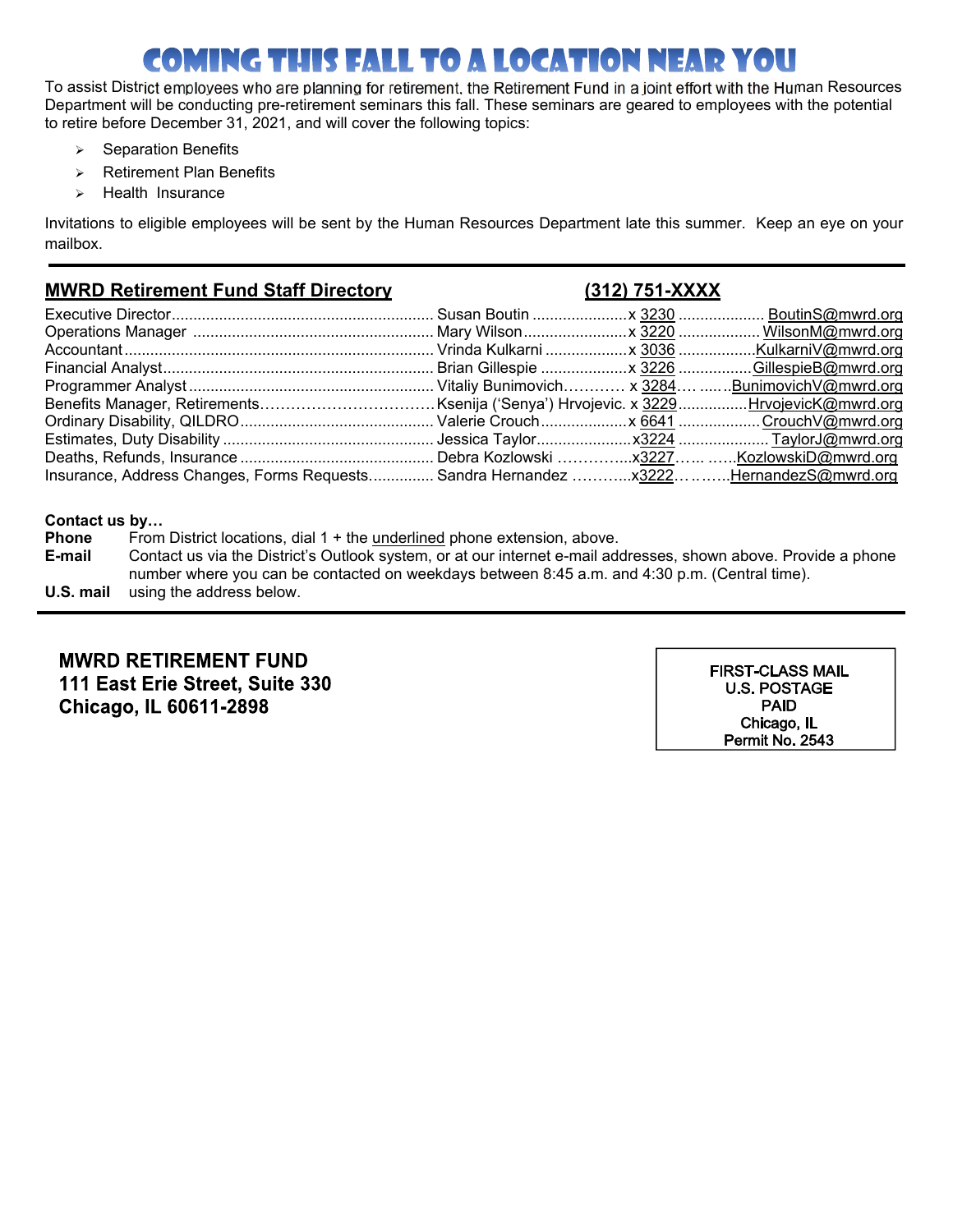# Coming This Fall to a Location Near You

To assist District employees who are planning for retirement, the Retirement Fund in a joint effort with the Human Resources Department will be conducting pre-retirement seminars this fall. These seminars are geared to employees with the potential to retire before December 31, 2021, and will cover the following topics:

- Separation Benefits
- Retirement Plan Benefits
- Health Insurance

Invitations to eligible employees will be sent by the Human Resources Department late this summer. Keep an eye on your mailbox.

---

## MWRD Retirement Fund Staff Directory (312) 751-XXXX

| Title | Name | Extension | E-mail |
|---|---|---|---|
| Executive Director | Susan Boutin | x 3230 | BoutinS@mwrd.org |
| Operations Manager | Mary Wilson | x 3220 | WilsonM@mwrd.org |
| Accountant | Vrinda Kulkarni | x 3036 | KulkarniV@mwrd.org |
| Financial Analyst | Brian Gillespie | x 3226 | GillespieB@mwrd.org |
| Programmer Analyst | Vitaliy Bunimovich | x 3284 | BunimovichV@mwrd.org |
| Benefits Manager, Retirements | Ksenija ('Senya') Hrvojevic. | x 3229 | HrvojevicK@mwrd.org |
| Ordinary Disability, QILDRO | Valerie Crouch | x 6641 | CrouchV@mwrd.org |
| Estimates, Duty Disability | Jessica Taylor | x3224 | TaylorJ@mwrd.org |
| Deaths, Refunds, Insurance | Debra Kozlowski | x3227 | KozlowskiD@mwrd.org |
| Insurance, Address Changes, Forms Requests | Sandra Hernandez | x3222 | HernandezS@mwrd.org |

**Contact us by…**

**Phone** From District locations, dial 1 + the underlined phone extension, above.

**E-mail** Contact us via the District's Outlook system, or at our internet e-mail addresses, shown above. Provide a phone number where you can be contacted on weekdays between 8:45 a.m. and 4:30 p.m. (Central time).

**U.S. mail** using the address below.

---

**MWRD RETIREMENT FUND**
**111 East Erie Street, Suite 330**
**Chicago, IL 60611-2898**

FIRST-CLASS MAIL
U.S. POSTAGE
PAID
Chicago, IL
Permit No. 2543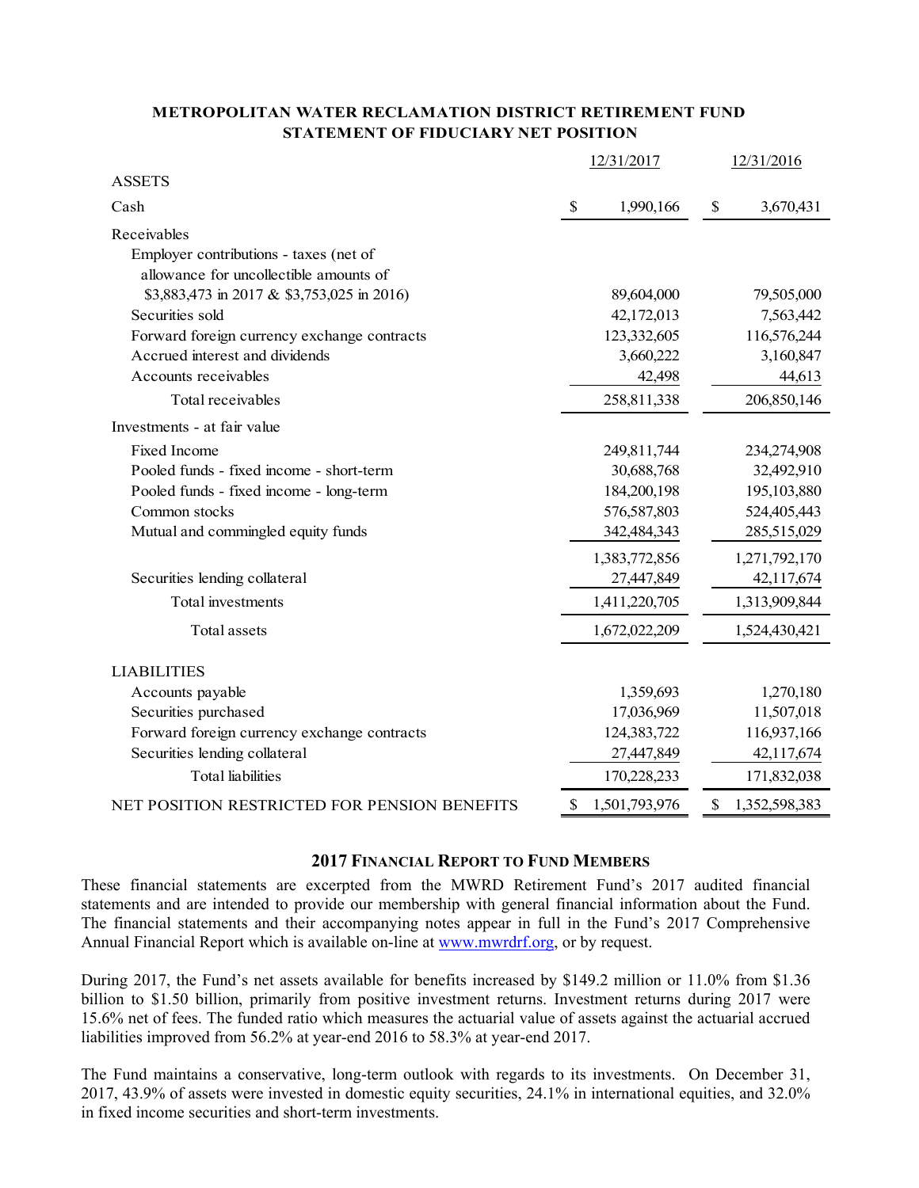## METROPOLITAN WATER RECLAMATION DISTRICT RETIREMENT FUND
## STATEMENT OF FIDUCIARY NET POSITION

| | 12/31/2017 | 12/31/2016 |
|---|---|---|
| **ASSETS** | | |
| Cash | $ 1,990,166 | $ 3,670,431 |
| Receivables | | |
| Employer contributions - taxes (net of allowance for uncollectible amounts of $3,883,473 in 2017 & $3,753,025 in 2016) | 89,604,000 | 79,505,000 |
| Securities sold | 42,172,013 | 7,563,442 |
| Forward foreign currency exchange contracts | 123,332,605 | 116,576,244 |
| Accrued interest and dividends | 3,660,222 | 3,160,847 |
| Accounts receivables | 42,498 | 44,613 |
| Total receivables | 258,811,338 | 206,850,146 |
| Investments - at fair value | | |
| Fixed Income | 249,811,744 | 234,274,908 |
| Pooled funds - fixed income - short-term | 30,688,768 | 32,492,910 |
| Pooled funds - fixed income - long-term | 184,200,198 | 195,103,880 |
| Common stocks | 576,587,803 | 524,405,443 |
| Mutual and commingled equity funds | 342,484,343 | 285,515,029 |
| | 1,383,772,856 | 1,271,792,170 |
| Securities lending collateral | 27,447,849 | 42,117,674 |
| Total investments | 1,411,220,705 | 1,313,909,844 |
| Total assets | 1,672,022,209 | 1,524,430,421 |
| **LIABILITIES** | | |
| Accounts payable | 1,359,693 | 1,270,180 |
| Securities purchased | 17,036,969 | 11,507,018 |
| Forward foreign currency exchange contracts | 124,383,722 | 116,937,166 |
| Securities lending collateral | 27,447,849 | 42,117,674 |
| Total liabilities | 170,228,233 | 171,832,038 |
| NET POSITION RESTRICTED FOR PENSION BENEFITS | $ 1,501,793,976 | $ 1,352,598,383 |

### 2017 FINANCIAL REPORT TO FUND MEMBERS

These financial statements are excerpted from the MWRD Retirement Fund's 2017 audited financial statements and are intended to provide our membership with general financial information about the Fund. The financial statements and their accompanying notes appear in full in the Fund's 2017 Comprehensive Annual Financial Report which is available on-line at www.mwrdrf.org, or by request.

During 2017, the Fund's net assets available for benefits increased by $149.2 million or 11.0% from $1.36 billion to $1.50 billion, primarily from positive investment returns. Investment returns during 2017 were 15.6% net of fees. The funded ratio which measures the actuarial value of assets against the actuarial accrued liabilities improved from 56.2% at year-end 2016 to 58.3% at year-end 2017.

The Fund maintains a conservative, long-term outlook with regards to its investments. On December 31, 2017, 43.9% of assets were invested in domestic equity securities, 24.1% in international equities, and 32.0% in fixed income securities and short-term investments.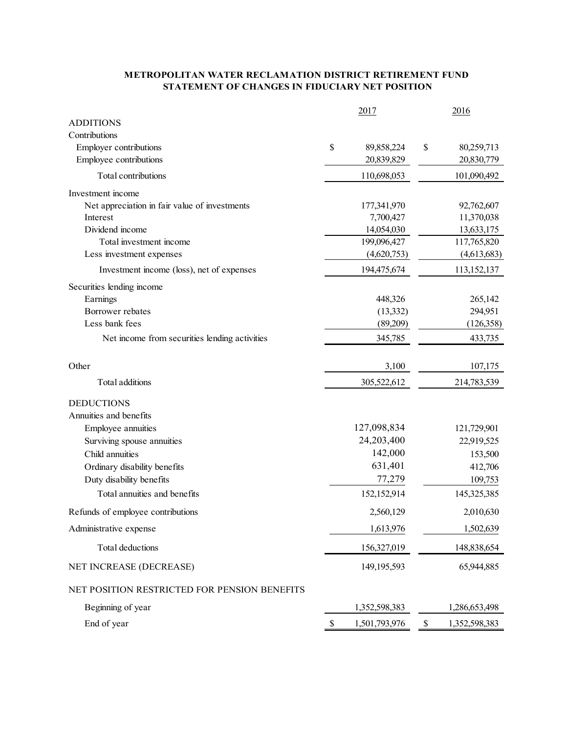## METROPOLITAN WATER RECLAMATION DISTRICT RETIREMENT FUND
## STATEMENT OF CHANGES IN FIDUCIARY NET POSITION

| | 2017 | 2016 |
|---|---|---|
| **ADDITIONS** | | |
| Contributions | | |
| Employer contributions | $ 89,858,224 | $ 80,259,713 |
| Employee contributions | 20,839,829 | 20,830,779 |
| Total contributions | 110,698,053 | 101,090,492 |
| Investment income | | |
| Net appreciation in fair value of investments | 177,341,970 | 92,762,607 |
| Interest | 7,700,427 | 11,370,038 |
| Dividend income | 14,054,030 | 13,633,175 |
| Total investment income | 199,096,427 | 117,765,820 |
| Less investment expenses | (4,620,753) | (4,613,683) |
| Investment income (loss), net of expenses | 194,475,674 | 113,152,137 |
| Securities lending income | | |
| Earnings | 448,326 | 265,142 |
| Borrower rebates | (13,332) | 294,951 |
| Less bank fees | (89,209) | (126,358) |
| Net income from securities lending activities | 345,785 | 433,735 |
| Other | 3,100 | 107,175 |
| Total additions | 305,522,612 | 214,783,539 |
| **DEDUCTIONS** | | |
| Annuities and benefits | | |
| Employee annuities | 127,098,834 | 121,729,901 |
| Surviving spouse annuities | 24,203,400 | 22,919,525 |
| Child annuities | 142,000 | 153,500 |
| Ordinary disability benefits | 631,401 | 412,706 |
| Duty disability benefits | 77,279 | 109,753 |
| Total annuities and benefits | 152,152,914 | 145,325,385 |
| Refunds of employee contributions | 2,560,129 | 2,010,630 |
| Administrative expense | 1,613,976 | 1,502,639 |
| Total deductions | 156,327,019 | 148,838,654 |
| NET INCREASE (DECREASE) | 149,195,593 | 65,944,885 |
| NET POSITION RESTRICTED FOR PENSION BENEFITS | | |
| Beginning of year | 1,352,598,383 | 1,286,653,498 |
| End of year | $ 1,501,793,976 | $ 1,352,598,383 |